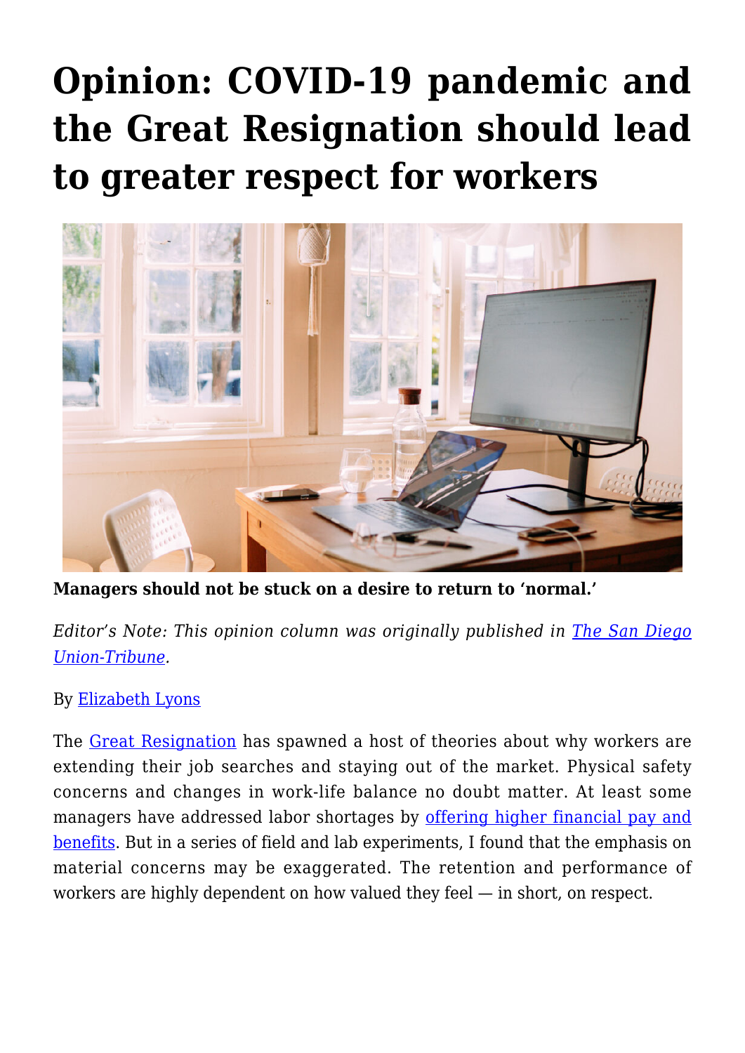# Opinion: COVID-19 pandemic and the Great Resignation should lead to greater respect for workers

**Managers should not be stuck on a desire to return to 'normal.'**

*Editor's Note: This opinion column was originally published in The San Diego Union-Tribune.*

By Elizabeth Lyons

The Great Resignation has spawned a host of theories about why workers are extending their job searches and staying out of the market. Physical safety concerns and changes in work-life balance no doubt matter. At least some managers have addressed labor shortages by offering higher financial pay and benefits. But in a series of field and lab experiments, I found that the emphasis on material concerns may be exaggerated. The retention and performance of workers are highly dependent on how valued they feel — in short, on respect.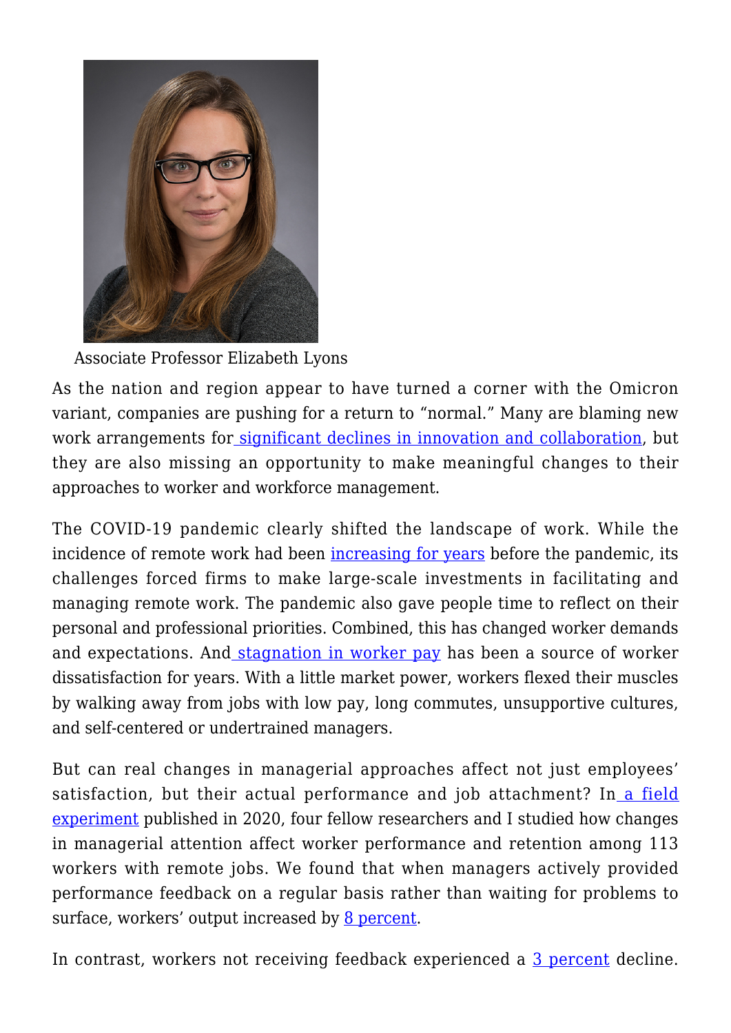Associate Professor Elizabeth Lyons

As the nation and region appear to have turned a corner with the Omicron variant, companies are pushing for a return to "normal." Many are blaming new work arrangements for significant declines in innovation and collaboration, but they are also missing an opportunity to make meaningful changes to their approaches to worker and workforce management.

The COVID-19 pandemic clearly shifted the landscape of work. While the incidence of remote work had been increasing for years before the pandemic, its challenges forced firms to make large-scale investments in facilitating and managing remote work. The pandemic also gave people time to reflect on their personal and professional priorities. Combined, this has changed worker demands and expectations. And stagnation in worker pay has been a source of worker dissatisfaction for years. With a little market power, workers flexed their muscles by walking away from jobs with low pay, long commutes, unsupportive cultures, and self-centered or undertrained managers.

But can real changes in managerial approaches affect not just employees' satisfaction, but their actual performance and job attachment? In a field experiment published in 2020, four fellow researchers and I studied how changes in managerial attention affect worker performance and retention among 113 workers with remote jobs. We found that when managers actively provided performance feedback on a regular basis rather than waiting for problems to surface, workers' output increased by 8 percent.

In contrast, workers not receiving feedback experienced a 3 percent decline.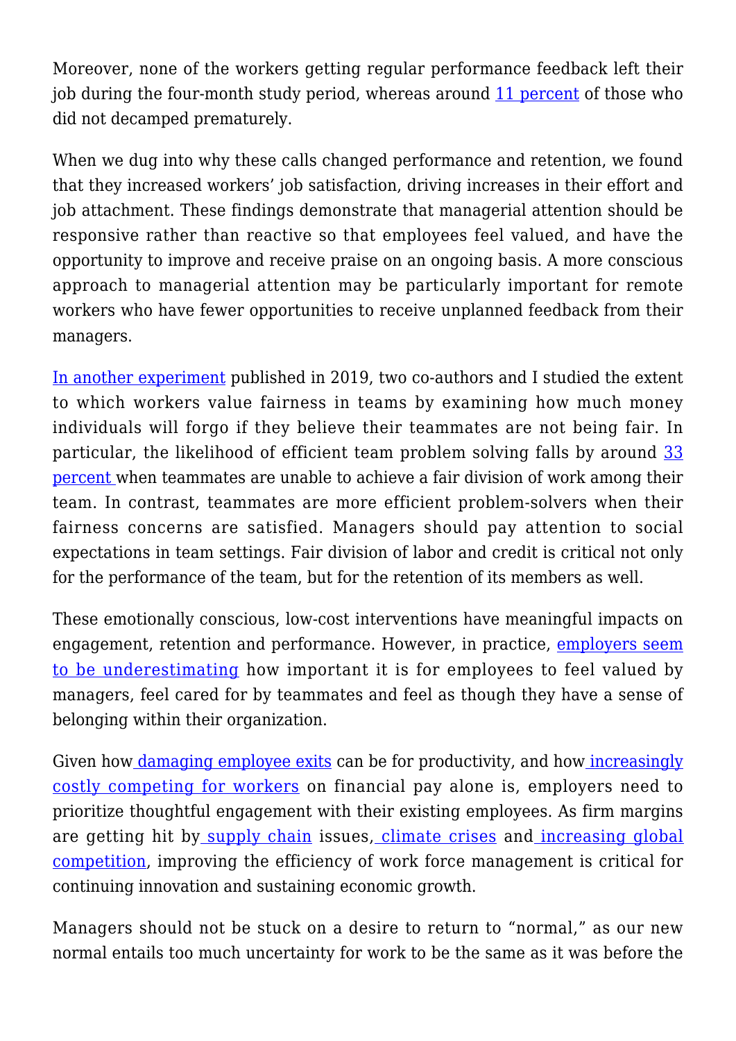Moreover, none of the workers getting regular performance feedback left their job during the four-month study period, whereas around 11 percent of those who did not decamped prematurely.

When we dug into why these calls changed performance and retention, we found that they increased workers' job satisfaction, driving increases in their effort and job attachment. These findings demonstrate that managerial attention should be responsive rather than reactive so that employees feel valued, and have the opportunity to improve and receive praise on an ongoing basis. A more conscious approach to managerial attention may be particularly important for remote workers who have fewer opportunities to receive unplanned feedback from their managers.

In another experiment published in 2019, two co-authors and I studied the extent to which workers value fairness in teams by examining how much money individuals will forgo if they believe their teammates are not being fair. In particular, the likelihood of efficient team problem solving falls by around 33 percent when teammates are unable to achieve a fair division of work among their team. In contrast, teammates are more efficient problem-solvers when their fairness concerns are satisfied. Managers should pay attention to social expectations in team settings. Fair division of labor and credit is critical not only for the performance of the team, but for the retention of its members as well.

These emotionally conscious, low-cost interventions have meaningful impacts on engagement, retention and performance. However, in practice, employers seem to be underestimating how important it is for employees to feel valued by managers, feel cared for by teammates and feel as though they have a sense of belonging within their organization.

Given how damaging employee exits can be for productivity, and how increasingly costly competing for workers on financial pay alone is, employers need to prioritize thoughtful engagement with their existing employees. As firm margins are getting hit by supply chain issues, climate crises and increasing global competition, improving the efficiency of work force management is critical for continuing innovation and sustaining economic growth.

Managers should not be stuck on a desire to return to "normal," as our new normal entails too much uncertainty for work to be the same as it was before the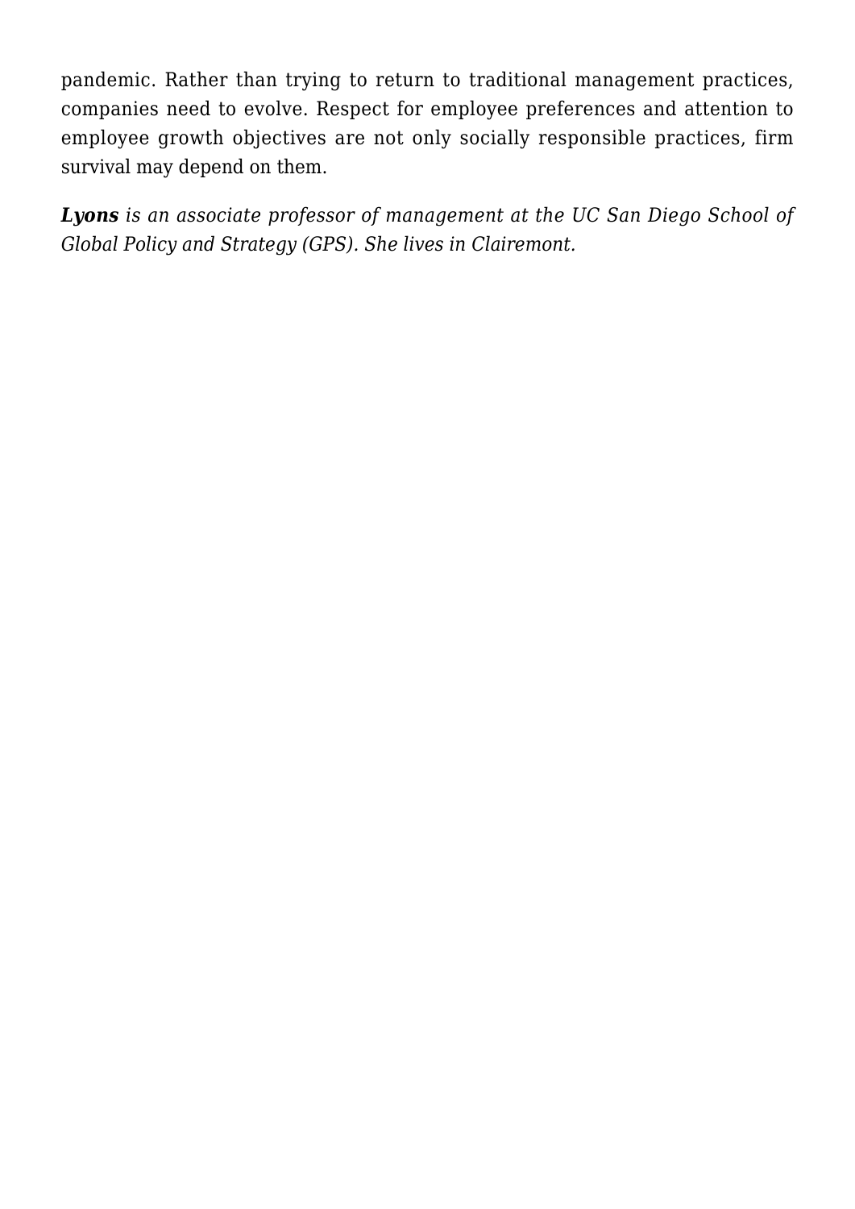pandemic. Rather than trying to return to traditional management practices, companies need to evolve. Respect for employee preferences and attention to employee growth objectives are not only socially responsible practices, firm survival may depend on them.

***Lyons*** *is an associate professor of management at the UC San Diego School of Global Policy and Strategy (GPS). She lives in Clairemont.*